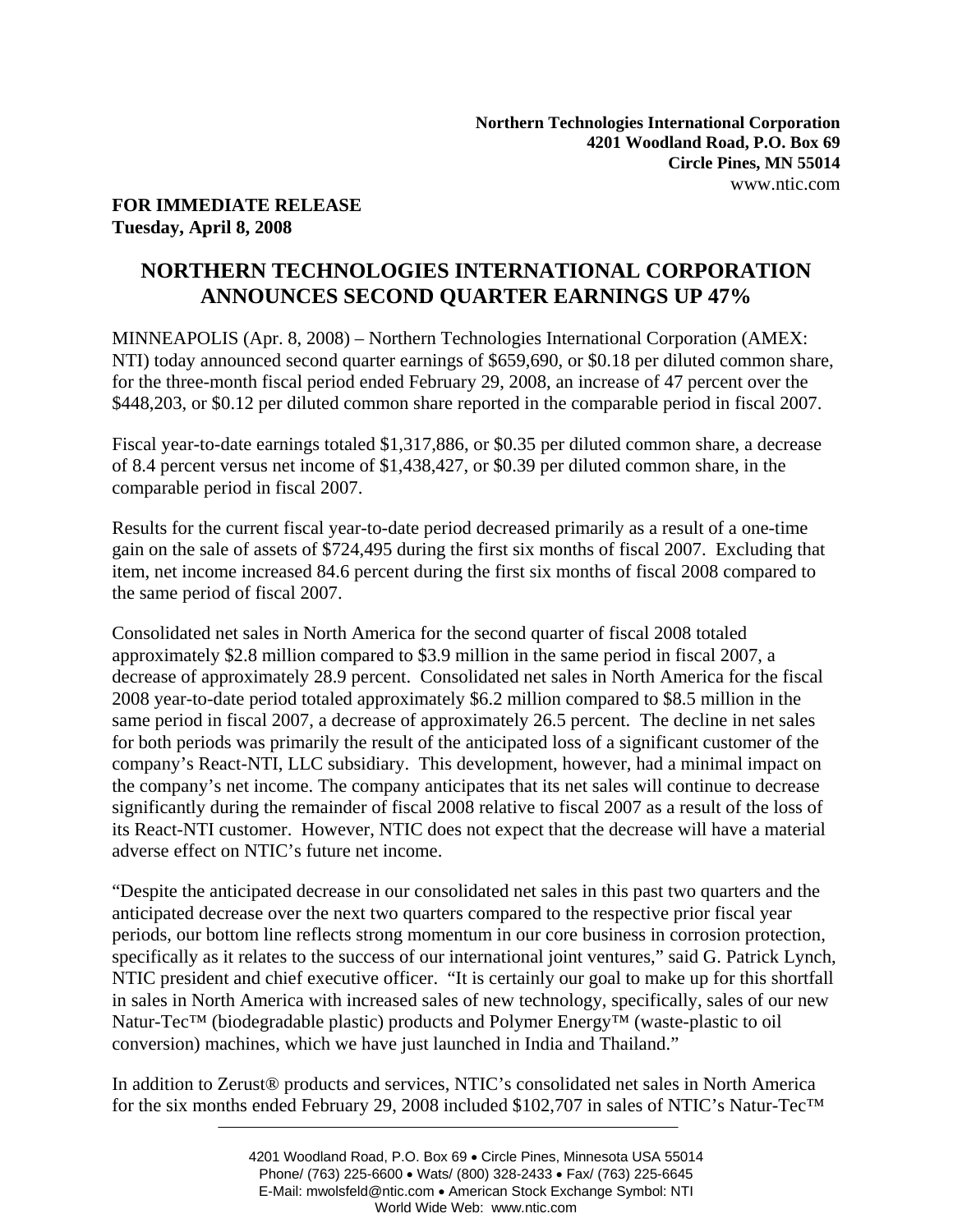**Northern Technologies International Corporation**
**4201 Woodland Road, P.O. Box 69**
**Circle Pines, MN 55014**
www.ntic.com

**FOR IMMEDIATE RELEASE**
**Tuesday, April 8, 2008**

# NORTHERN TECHNOLOGIES INTERNATIONAL CORPORATION ANNOUNCES SECOND QUARTER EARNINGS UP 47%

MINNEAPOLIS (Apr. 8, 2008) – Northern Technologies International Corporation (AMEX: NTI) today announced second quarter earnings of $659,690, or $0.18 per diluted common share, for the three-month fiscal period ended February 29, 2008, an increase of 47 percent over the $448,203, or $0.12 per diluted common share reported in the comparable period in fiscal 2007.

Fiscal year-to-date earnings totaled $1,317,886, or $0.35 per diluted common share, a decrease of 8.4 percent versus net income of $1,438,427, or $0.39 per diluted common share, in the comparable period in fiscal 2007.

Results for the current fiscal year-to-date period decreased primarily as a result of a one-time gain on the sale of assets of $724,495 during the first six months of fiscal 2007. Excluding that item, net income increased 84.6 percent during the first six months of fiscal 2008 compared to the same period of fiscal 2007.

Consolidated net sales in North America for the second quarter of fiscal 2008 totaled approximately $2.8 million compared to $3.9 million in the same period in fiscal 2007, a decrease of approximately 28.9 percent. Consolidated net sales in North America for the fiscal 2008 year-to-date period totaled approximately $6.2 million compared to $8.5 million in the same period in fiscal 2007, a decrease of approximately 26.5 percent. The decline in net sales for both periods was primarily the result of the anticipated loss of a significant customer of the company's React-NTI, LLC subsidiary. This development, however, had a minimal impact on the company's net income. The company anticipates that its net sales will continue to decrease significantly during the remainder of fiscal 2008 relative to fiscal 2007 as a result of the loss of its React-NTI customer. However, NTIC does not expect that the decrease will have a material adverse effect on NTIC's future net income.

"Despite the anticipated decrease in our consolidated net sales in this past two quarters and the anticipated decrease over the next two quarters compared to the respective prior fiscal year periods, our bottom line reflects strong momentum in our core business in corrosion protection, specifically as it relates to the success of our international joint ventures," said G. Patrick Lynch, NTIC president and chief executive officer. "It is certainly our goal to make up for this shortfall in sales in North America with increased sales of new technology, specifically, sales of our new Natur-Tec™ (biodegradable plastic) products and Polymer Energy™ (waste-plastic to oil conversion) machines, which we have just launched in India and Thailand."

In addition to Zerust® products and services, NTIC's consolidated net sales in North America for the six months ended February 29, 2008 included $102,707 in sales of NTIC's Natur-Tec™

4201 Woodland Road, P.O. Box 69 • Circle Pines, Minnesota USA 55014
Phone/ (763) 225-6600 • Wats/ (800) 328-2433 • Fax/ (763) 225-6645
E-Mail: mwolsfeld@ntic.com • American Stock Exchange Symbol: NTI
World Wide Web: www.ntic.com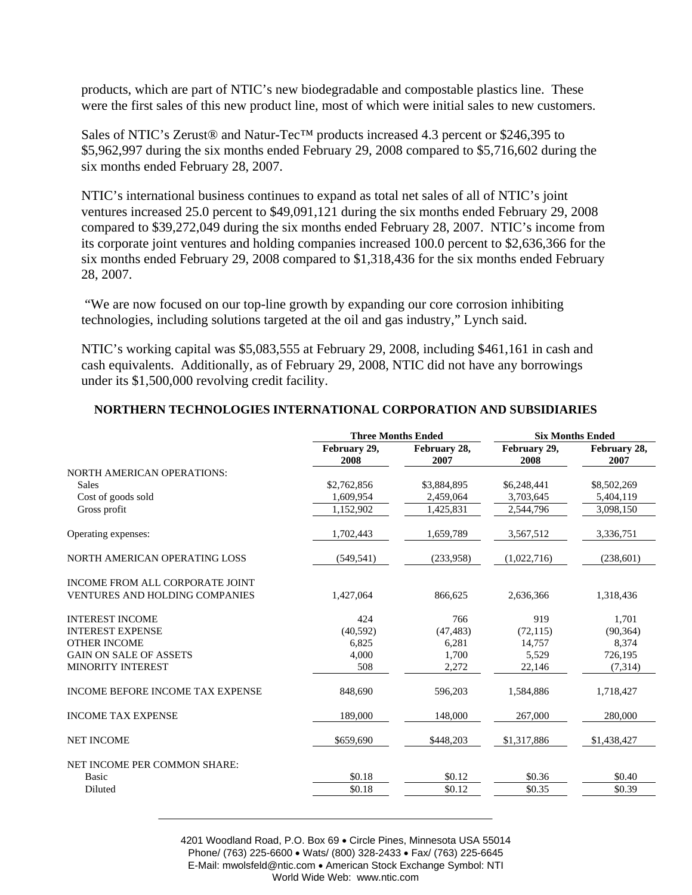products, which are part of NTIC's new biodegradable and compostable plastics line. These were the first sales of this new product line, most of which were initial sales to new customers.

Sales of NTIC's Zerust® and Natur-Tec™ products increased 4.3 percent or $246,395 to $5,962,997 during the six months ended February 29, 2008 compared to $5,716,602 during the six months ended February 28, 2007.

NTIC's international business continues to expand as total net sales of all of NTIC's joint ventures increased 25.0 percent to $49,091,121 during the six months ended February 29, 2008 compared to $39,272,049 during the six months ended February 28, 2007. NTIC's income from its corporate joint ventures and holding companies increased 100.0 percent to $2,636,366 for the six months ended February 29, 2008 compared to $1,318,436 for the six months ended February 28, 2007.

"We are now focused on our top-line growth by expanding our core corrosion inhibiting technologies, including solutions targeted at the oil and gas industry," Lynch said.

NTIC's working capital was $5,083,555 at February 29, 2008, including $461,161 in cash and cash equivalents. Additionally, as of February 29, 2008, NTIC did not have any borrowings under its $1,500,000 revolving credit facility.

**NORTHERN TECHNOLOGIES INTERNATIONAL CORPORATION AND SUBSIDIARIES**

| | Three Months Ended | | Six Months Ended | |
|---|---|---|---|---|
| | February 29, 2008 | February 28, 2007 | February 29, 2008 | February 28, 2007 |
| NORTH AMERICAN OPERATIONS: | | | | |
| Sales | $2,762,856 | $3,884,895 | $6,248,441 | $8,502,269 |
| Cost of goods sold | 1,609,954 | 2,459,064 | 3,703,645 | 5,404,119 |
| Gross profit | 1,152,902 | 1,425,831 | 2,544,796 | 3,098,150 |
| Operating expenses: | 1,702,443 | 1,659,789 | 3,567,512 | 3,336,751 |
| NORTH AMERICAN OPERATING LOSS | (549,541) | (233,958) | (1,022,716) | (238,601) |
| INCOME FROM ALL CORPORATE JOINT VENTURES AND HOLDING COMPANIES | 1,427,064 | 866,625 | 2,636,366 | 1,318,436 |
| INTEREST INCOME | 424 | 766 | 919 | 1,701 |
| INTEREST EXPENSE | (40,592) | (47,483) | (72,115) | (90,364) |
| OTHER INCOME | 6,825 | 6,281 | 14,757 | 8,374 |
| GAIN ON SALE OF ASSETS | 4,000 | 1,700 | 5,529 | 726,195 |
| MINORITY INTEREST | 508 | 2,272 | 22,146 | (7,314) |
| INCOME BEFORE INCOME TAX EXPENSE | 848,690 | 596,203 | 1,584,886 | 1,718,427 |
| INCOME TAX EXPENSE | 189,000 | 148,000 | 267,000 | 280,000 |
| NET INCOME | $659,690 | $448,203 | $1,317,886 | $1,438,427 |
| NET INCOME PER COMMON SHARE: | | | | |
| Basic | $0.18 | $0.12 | $0.36 | $0.40 |
| Diluted | $0.18 | $0.12 | $0.35 | $0.39 |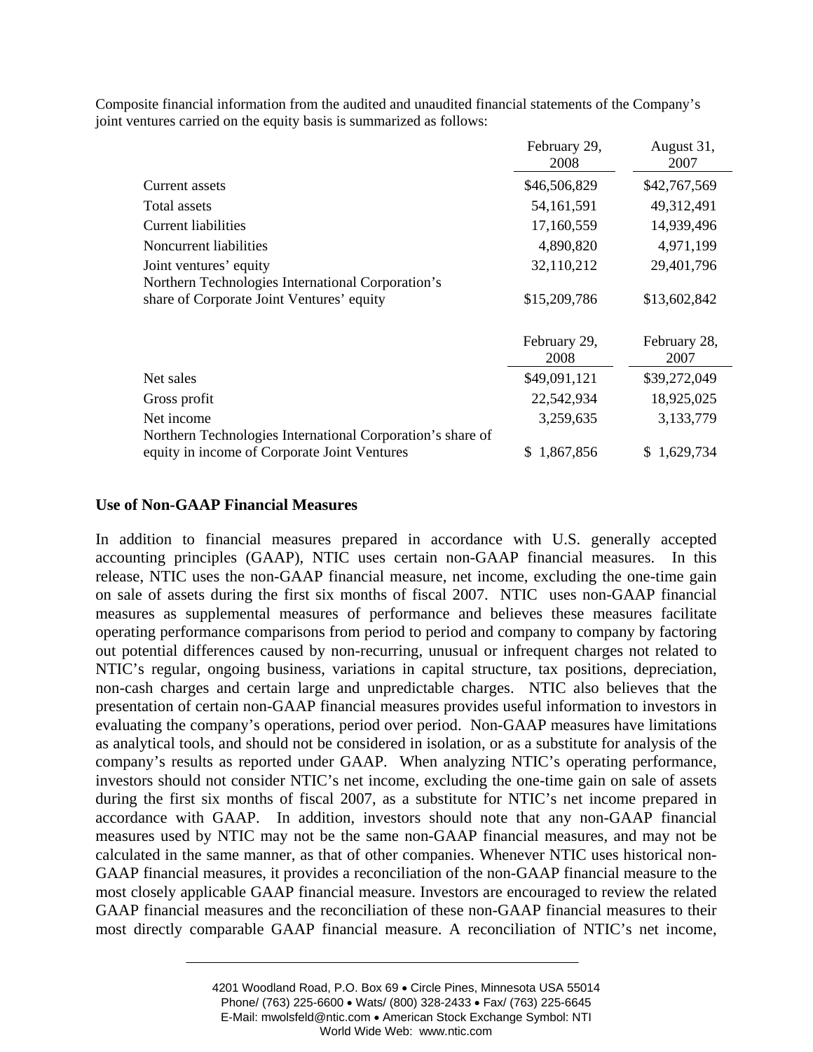Composite financial information from the audited and unaudited financial statements of the Company's joint ventures carried on the equity basis is summarized as follows:

| | February 29, 2008 | August 31, 2007 |
|---|---|---|
| Current assets | $46,506,829 | $42,767,569 |
| Total assets | 54,161,591 | 49,312,491 |
| Current liabilities | 17,160,559 | 14,939,496 |
| Noncurrent liabilities | 4,890,820 | 4,971,199 |
| Joint ventures' equity | 32,110,212 | 29,401,796 |
| Northern Technologies International Corporation's share of Corporate Joint Ventures' equity | $15,209,786 | $13,602,842 |

| | February 29, 2008 | February 28, 2007 |
|---|---|---|
| Net sales | $49,091,121 | $39,272,049 |
| Gross profit | 22,542,934 | 18,925,025 |
| Net income | 3,259,635 | 3,133,779 |
| Northern Technologies International Corporation's share of equity in income of Corporate Joint Ventures | $ 1,867,856 | $ 1,629,734 |

### Use of Non-GAAP Financial Measures

In addition to financial measures prepared in accordance with U.S. generally accepted accounting principles (GAAP), NTIC uses certain non-GAAP financial measures. In this release, NTIC uses the non-GAAP financial measure, net income, excluding the one-time gain on sale of assets during the first six months of fiscal 2007. NTIC uses non-GAAP financial measures as supplemental measures of performance and believes these measures facilitate operating performance comparisons from period to period and company to company by factoring out potential differences caused by non-recurring, unusual or infrequent charges not related to NTIC's regular, ongoing business, variations in capital structure, tax positions, depreciation, non-cash charges and certain large and unpredictable charges. NTIC also believes that the presentation of certain non-GAAP financial measures provides useful information to investors in evaluating the company's operations, period over period. Non-GAAP measures have limitations as analytical tools, and should not be considered in isolation, or as a substitute for analysis of the company's results as reported under GAAP. When analyzing NTIC's operating performance, investors should not consider NTIC's net income, excluding the one-time gain on sale of assets during the first six months of fiscal 2007, as a substitute for NTIC's net income prepared in accordance with GAAP. In addition, investors should note that any non-GAAP financial measures used by NTIC may not be the same non-GAAP financial measures, and may not be calculated in the same manner, as that of other companies. Whenever NTIC uses historical non-GAAP financial measures, it provides a reconciliation of the non-GAAP financial measure to the most closely applicable GAAP financial measure. Investors are encouraged to review the related GAAP financial measures and the reconciliation of these non-GAAP financial measures to their most directly comparable GAAP financial measure. A reconciliation of NTIC's net income,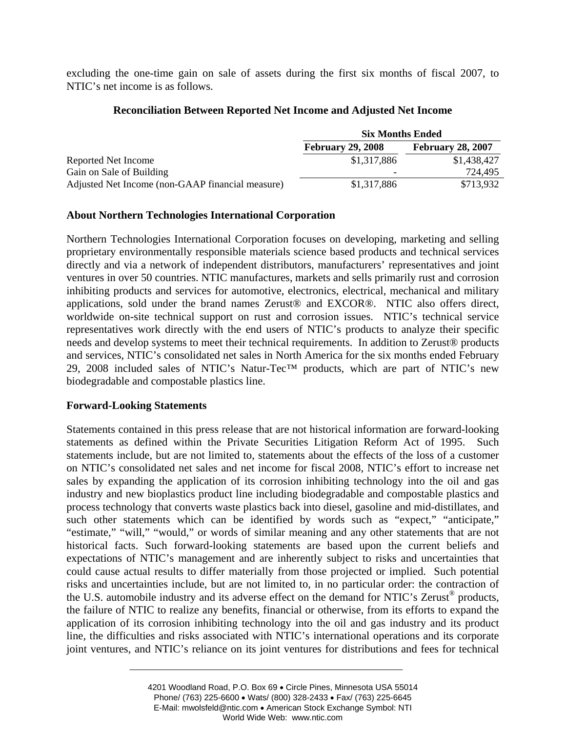excluding the one-time gain on sale of assets during the first six months of fiscal 2007, to NTIC's net income is as follows.

**Reconciliation Between Reported Net Income and Adjusted Net Income**

| | Six Months Ended | |
|---|---|---|
| | **February 29, 2008** | **February 28, 2007** |
| Reported Net Income | $1,317,886 | $1,438,427 |
| Gain on Sale of Building | - | 724,495 |
| Adjusted Net Income (non-GAAP financial measure) | $1,317,886 | $713,932 |

## About Northern Technologies International Corporation

Northern Technologies International Corporation focuses on developing, marketing and selling proprietary environmentally responsible materials science based products and technical services directly and via a network of independent distributors, manufacturers' representatives and joint ventures in over 50 countries. NTIC manufactures, markets and sells primarily rust and corrosion inhibiting products and services for automotive, electronics, electrical, mechanical and military applications, sold under the brand names Zerust® and EXCOR®. NTIC also offers direct, worldwide on-site technical support on rust and corrosion issues. NTIC's technical service representatives work directly with the end users of NTIC's products to analyze their specific needs and develop systems to meet their technical requirements. In addition to Zerust® products and services, NTIC's consolidated net sales in North America for the six months ended February 29, 2008 included sales of NTIC's Natur-Tec™ products, which are part of NTIC's new biodegradable and compostable plastics line.

## Forward-Looking Statements

Statements contained in this press release that are not historical information are forward-looking statements as defined within the Private Securities Litigation Reform Act of 1995. Such statements include, but are not limited to, statements about the effects of the loss of a customer on NTIC's consolidated net sales and net income for fiscal 2008, NTIC's effort to increase net sales by expanding the application of its corrosion inhibiting technology into the oil and gas industry and new bioplastics product line including biodegradable and compostable plastics and process technology that converts waste plastics back into diesel, gasoline and mid-distillates, and such other statements which can be identified by words such as "expect," "anticipate," "estimate," "will," "would," or words of similar meaning and any other statements that are not historical facts. Such forward-looking statements are based upon the current beliefs and expectations of NTIC's management and are inherently subject to risks and uncertainties that could cause actual results to differ materially from those projected or implied. Such potential risks and uncertainties include, but are not limited to, in no particular order: the contraction of the U.S. automobile industry and its adverse effect on the demand for NTIC's Zerust® products, the failure of NTIC to realize any benefits, financial or otherwise, from its efforts to expand the application of its corrosion inhibiting technology into the oil and gas industry and its product line, the difficulties and risks associated with NTIC's international operations and its corporate joint ventures, and NTIC's reliance on its joint ventures for distributions and fees for technical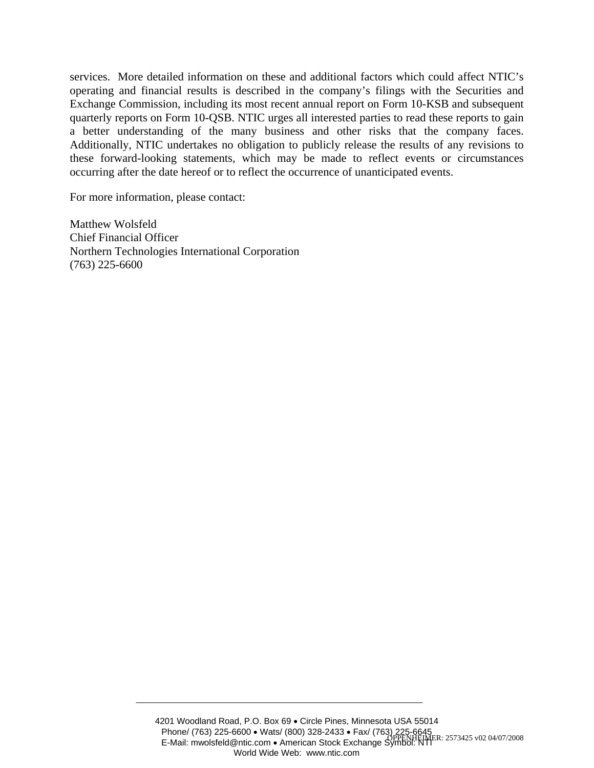services. More detailed information on these and additional factors which could affect NTIC's operating and financial results is described in the company's filings with the Securities and Exchange Commission, including its most recent annual report on Form 10-KSB and subsequent quarterly reports on Form 10-QSB. NTIC urges all interested parties to read these reports to gain a better understanding of the many business and other risks that the company faces. Additionally, NTIC undertakes no obligation to publicly release the results of any revisions to these forward-looking statements, which may be made to reflect events or circumstances occurring after the date hereof or to reflect the occurrence of unanticipated events.

For more information, please contact:

Matthew Wolsfeld
Chief Financial Officer
Northern Technologies International Corporation
(763) 225-6600

---

4201 Woodland Road, P.O. Box 69 • Circle Pines, Minnesota USA 55014
Phone/ (763) 225-6600 • Wats/ (800) 328-2433 • Fax/ (763) 225-6645
E-Mail: mwolsfeld@ntic.com • American Stock Exchange Symbol: NTI
World Wide Web: www.ntic.com

OPPENHEIMER: 2573425 v02 04/07/2008